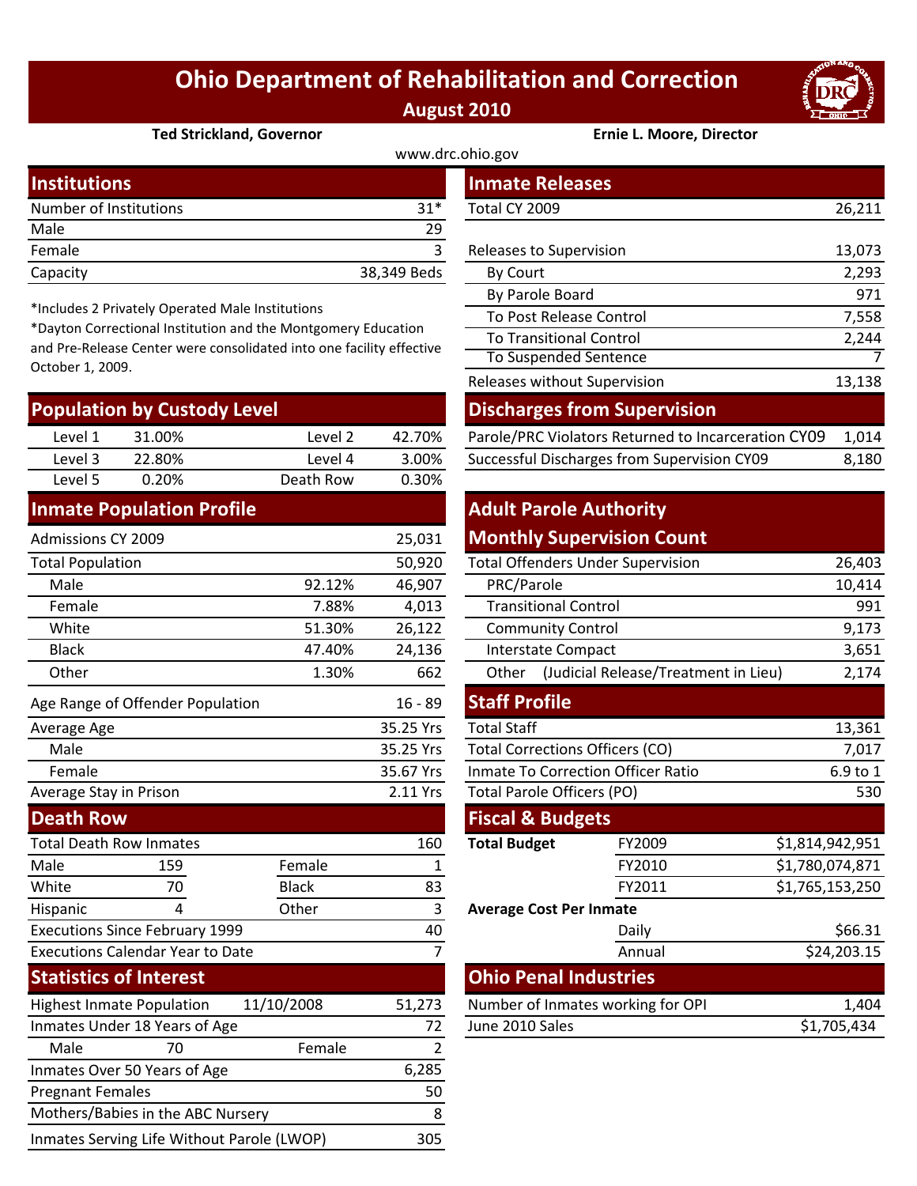# Ohio Department of Rehabilitation and Correction

## August 2010

**Ted Strickland, Governor** — **Ernie L. Moore, Director**

www.drc.ohio.gov

## Institutions

| | |
|---|---|
| Number of Institutions | 31* |
| Male | 29 |
| Female | 3 |
| Capacity | 38,349 Beds |

*Includes 2 Privately Operated Male Institutions

*Dayton Correctional Institution and the Montgomery Education and Pre-Release Center were consolidated into one facility effective October 1, 2009.

## Population by Custody Level

| | | | |
|---|---|---|---|
| Level 1 | 31.00% | Level 2 | 42.70% |
| Level 3 | 22.80% | Level 4 | 3.00% |
| Level 5 | 0.20% | Death Row | 0.30% |

## Inmate Population Profile

| | | |
|---|---|---|
| Admissions CY 2009 | | 25,031 |
| Total Population | | 50,920 |
| Male | 92.12% | 46,907 |
| Female | 7.88% | 4,013 |
| White | 51.30% | 26,122 |
| Black | 47.40% | 24,136 |
| Other | 1.30% | 662 |
| Age Range of Offender Population | | 16 - 89 |
| Average Age | | 35.25 Yrs |
| Male | | 35.25 Yrs |
| Female | | 35.67 Yrs |
| Average Stay in Prison | | 2.11 Yrs |

## Death Row

| | | | |
|---|---|---|---|
| Total Death Row Inmates | | | 160 |
| Male | 159 | Female | 1 |
| White | 70 | Black | 83 |
| Hispanic | 4 | Other | 3 |
| Executions Since February 1999 | | | 40 |
| Executions Calendar Year to Date | | | 7 |

## Statistics of Interest

| | | | |
|---|---|---|---|
| Highest Inmate Population | 11/10/2008 | | 51,273 |
| Inmates Under 18 Years of Age | | | 72 |
| Male | 70 | Female | 2 |
| Inmates Over 50 Years of Age | | | 6,285 |
| Pregnant Females | | | 50 |
| Mothers/Babies in the ABC Nursery | | | 8 |
| Inmates Serving Life Without Parole (LWOP) | | | 305 |

## Inmate Releases

| | |
|---|---|
| Total CY 2009 | 26,211 |
| Releases to Supervision | 13,073 |
| By Court | 2,293 |
| By Parole Board | 971 |
| To Post Release Control | 7,558 |
| To Transitional Control | 2,244 |
| To Suspended Sentence | 7 |
| Releases without Supervision | 13,138 |

## Discharges from Supervision

| | |
|---|---|
| Parole/PRC Violators Returned to Incarceration CY09 | 1,014 |
| Successful Discharges from Supervision CY09 | 8,180 |

## Adult Parole Authority Monthly Supervision Count

| | |
|---|---|
| Total Offenders Under Supervision | 26,403 |
| PRC/Parole | 10,414 |
| Transitional Control | 991 |
| Community Control | 9,173 |
| Interstate Compact | 3,651 |
| Other (Judicial Release/Treatment in Lieu) | 2,174 |

## Staff Profile

| | |
|---|---|
| Total Staff | 13,361 |
| Total Corrections Officers (CO) | 7,017 |
| Inmate To Correction Officer Ratio | 6.9 to 1 |
| Total Parole Officers (PO) | 530 |

## Fiscal & Budgets

| | | |
|---|---|---|
| **Total Budget** | FY2009 | $1,814,942,951 |
| | FY2010 | $1,780,074,871 |
| | FY2011 | $1,765,153,250 |
| **Average Cost Per Inmate** | | |
| | Daily | $66.31 |
| | Annual | $24,203.15 |

## Ohio Penal Industries

| | |
|---|---|
| Number of Inmates working for OPI | 1,404 |
| June 2010 Sales | $1,705,434 |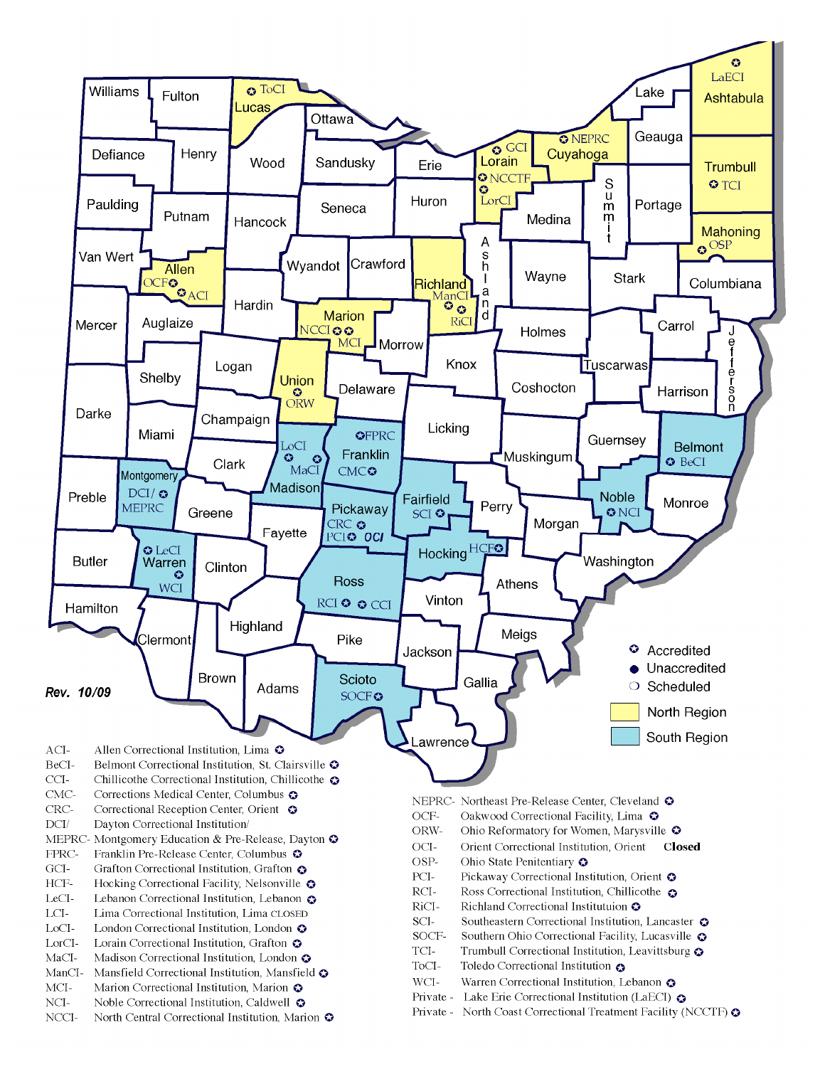Rev. 10/09

- Accredited
- Unaccredited
- Scheduled
- North Region
- South Region

ACI- Allen Correctional Institution, Lima
BeCI- Belmont Correctional Institution, St. Clairsville
CCI- Chillicothe Correctional Institution, Chillicothe
CMC- Corrections Medical Center, Columbus
CRC- Correctional Reception Center, Orient
DCI/ Dayton Correctional Institution/
MEPRC- Montgomery Education & Pre-Release, Dayton
FPRC- Franklin Pre-Release Center, Columbus
GCI- Grafton Correctional Institution, Grafton
HCF- Hocking Correctional Facility, Nelsonville
LeCI- Lebanon Correctional Institution, Lebanon
LCI- Lima Correctional Institution, Lima CLOSED
LoCI- London Correctional Institution, London
LorCI- Lorain Correctional Institution, Grafton
MaCI- Madison Correctional Institution, London
ManCI- Mansfield Correctional Institution, Mansfield
MCI- Marion Correctional Institution, Marion
NCI- Noble Correctional Institution, Caldwell
NCCI- North Central Correctional Institution, Marion

NEPRC- Northeast Pre-Release Center, Cleveland
OCF- Oakwood Correctional Facility, Lima
ORW- Ohio Reformatory for Women, Marysville
OCI- Orient Correctional Institution, Orient **Closed**
OSP- Ohio State Penitentiary
PCI- Pickaway Correctional Institution, Orient
RCI- Ross Correctional Institution, Chillicothe
RiCI- Richland Correctional Instituttuion
SCI- Southeastern Correctional Institution, Lancaster
SOCF- Southern Ohio Correctional Facility, Lucasville
TCI- Trumbull Correctional Institution, Leavittsburg
ToCI- Toledo Correctional Institution
WCI- Warren Correctional Institution, Lebanon
Private - Lake Erie Correctional Institution (LaECI)
Private - North Coast Correctional Treatment Facility (NCCTF)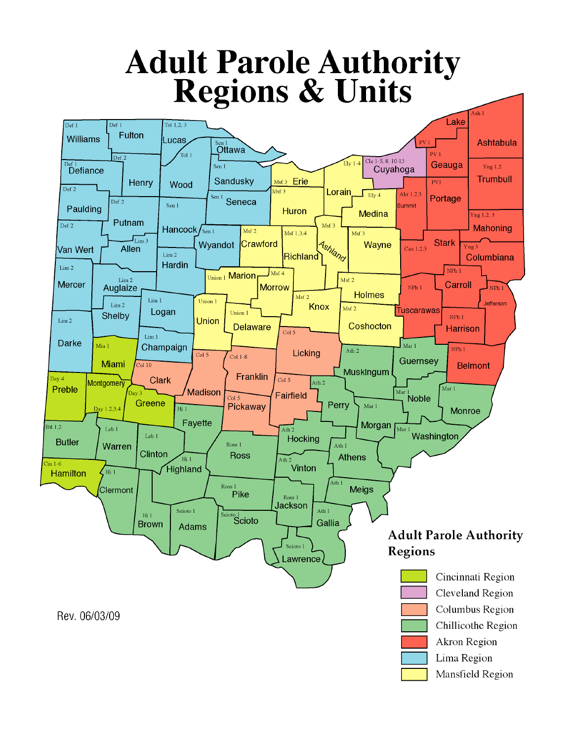# Adult Parole Authority Regions & Units

Def 1 Williams
Def 1 Fulton
Tol 1,2, 3 Lucas
Sen 1 Ottawa
Def 1 Defiance
Def 2 Henry
Tol 1 Wood
Sen 1 Sandusky
Msf 3 Erie
Ely 1-4 Lorain
Cle 1-5, 8, 10-13 Cuyahoga
PV 1 Lake
Ash 1 Ashtabula
PV 1 Geauga
Yng 1,2 Trumbull
Def 2 Paulding
Def 2 Putnam
Sen 1 Hancock
Sen 1 Seneca
Msf 3 Huron
Ely 4 Medina
Akr 1,2,3 Summit
PV1 Portage
Yng 1, 2, 3 Mahoning
Def 2 Van Wert
Lim 3 Allen
Sen 1 Wyandot
Msf 2 Crawford
Msf 1,3,4 Richland
Msf 3 Ashland
Msf 3 Wayne
Can 1,2,3 Stark
Yng 3 Columbiana
Lim 2 Mercer
Lim 2 Auglaize
Lim 2 Hardin
Union 1 Marion
Msf 4 Morrow
Msf 2 Holmes
NPh 1 Tuscarawas
NPh 1 Carroll
NPh 1 Jefferson
Lim 2 Shelby
Lim 1 Logan
Union 1 Union
Union 1 Delaware
Msf 2 Knox
Msf 2 Coshocton
NPh 1 Harrison
Lim 2 Darke
Mia 1 Miami
Lim 1 Champaign
Col 5 Licking
Ath 2 Muskingum
Mar 1 Guernsey
NPh 1 Belmont
Col 10 Clark
Col 5 Madison
Col 1-8 Franklin
Day 4 Preble
Montgomery
Day 1,2,3,4
Day 3 Greene
Col 5 Pickaway
Col 5 Fairfield
Ath 2 Perry
Mar 1 Noble
Mar 1 Monroe
Mar 1 Morgan
Hi 1 Fayette
Btl 1,2 Butler
Leb 1 Warren
Leb 1 Clinton
Ross 1 Ross
Ath 2 Hocking
Ath 1 Athens
Mar 1 Washington
Cin 1-6 Hamilton
Hi 1 Clermont
Hi 1 Highland
Ath 2 Vinton
Ross 1 Pike
Ross 1 Jackson
Ath 1 Meigs
Hi 1 Brown
Scioto 1 Adams
Scioto 1 Scioto
Ath 1 Gallia
Scioto 1 Lawrence

**Adult Parole Authority Regions**

- Cincinnati Region
- Cleveland Region
- Columbus Region
- Chillicothe Region
- Akron Region
- Lima Region
- Mansfield Region

Rev. 06/03/09